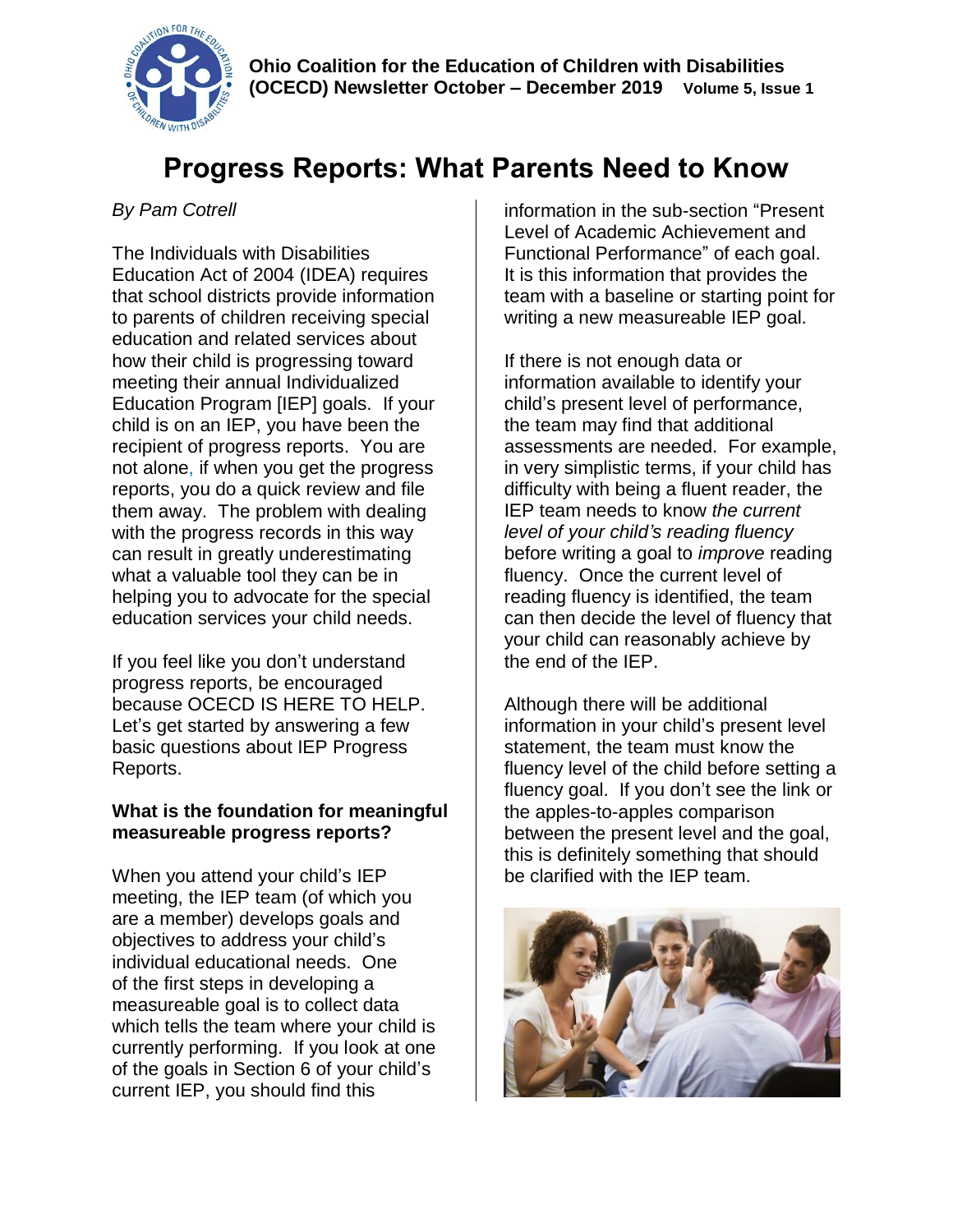Ohio Coalition for the Education of Children with Disabilities (OCECD) Newsletter October – December 2019 Volume 5, Issue 1

# Progress Reports: What Parents Need to Know

*By Pam Cotrell*

The Individuals with Disabilities Education Act of 2004 (IDEA) requires that school districts provide information to parents of children receiving special education and related services about how their child is progressing toward meeting their annual Individualized Education Program [IEP] goals. If your child is on an IEP, you have been the recipient of progress reports. You are not alone, if when you get the progress reports, you do a quick review and file them away. The problem with dealing with the progress records in this way can result in greatly underestimating what a valuable tool they can be in helping you to advocate for the special education services your child needs.

If you feel like you don't understand progress reports, be encouraged because OCECD IS HERE TO HELP. Let's get started by answering a few basic questions about IEP Progress Reports.

**What is the foundation for meaningful measureable progress reports?**

When you attend your child's IEP meeting, the IEP team (of which you are a member) develops goals and objectives to address your child's individual educational needs. One of the first steps in developing a measureable goal is to collect data which tells the team where your child is currently performing. If you look at one of the goals in Section 6 of your child's current IEP, you should find this information in the sub-section "Present Level of Academic Achievement and Functional Performance" of each goal. It is this information that provides the team with a baseline or starting point for writing a new measureable IEP goal.

If there is not enough data or information available to identify your child's present level of performance, the team may find that additional assessments are needed. For example, in very simplistic terms, if your child has difficulty with being a fluent reader, the IEP team needs to know *the current level of your child's reading fluency* before writing a goal to *improve* reading fluency. Once the current level of reading fluency is identified, the team can then decide the level of fluency that your child can reasonably achieve by the end of the IEP.

Although there will be additional information in your child's present level statement, the team must know the fluency level of the child before setting a fluency goal. If you don't see the link or the apples-to-apples comparison between the present level and the goal, this is definitely something that should be clarified with the IEP team.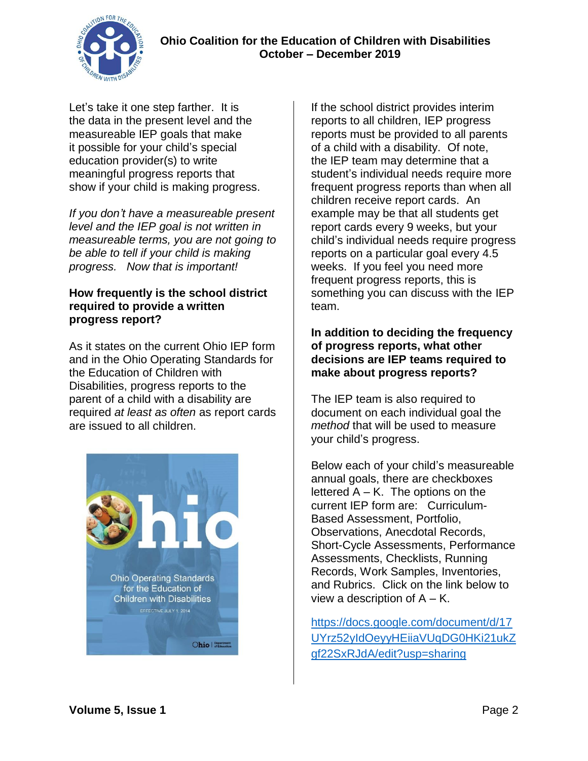Let's take it one step farther. It is the data in the present level and the measureable IEP goals that make it possible for your child's special education provider(s) to write meaningful progress reports that show if your child is making progress.

*If you don't have a measureable present level and the IEP goal is not written in measureable terms, you are not going to be able to tell if your child is making progress. Now that is important!*

**How frequently is the school district required to provide a written progress report?**

As it states on the current Ohio IEP form and in the Ohio Operating Standards for the Education of Children with Disabilities, progress reports to the parent of a child with a disability are required *at least as often* as report cards are issued to all children.

If the school district provides interim reports to all children, IEP progress reports must be provided to all parents of a child with a disability. Of note, the IEP team may determine that a student's individual needs require more frequent progress reports than when all children receive report cards. An example may be that all students get report cards every 9 weeks, but your child's individual needs require progress reports on a particular goal every 4.5 weeks. If you feel you need more frequent progress reports, this is something you can discuss with the IEP team.

**In addition to deciding the frequency of progress reports, what other decisions are IEP teams required to make about progress reports?**

The IEP team is also required to document on each individual goal the *method* that will be used to measure your child's progress.

Below each of your child's measureable annual goals, there are checkboxes lettered A – K. The options on the current IEP form are: Curriculum-Based Assessment, Portfolio, Observations, Anecdotal Records, Short-Cycle Assessments, Performance Assessments, Checklists, Running Records, Work Samples, Inventories, and Rubrics. Click on the link below to view a description of A – K.

https://docs.google.com/document/d/17UYrz52yIdOeyyHEiiaVUqDG0HKi21ukZgf22SxRJdA/edit?usp=sharing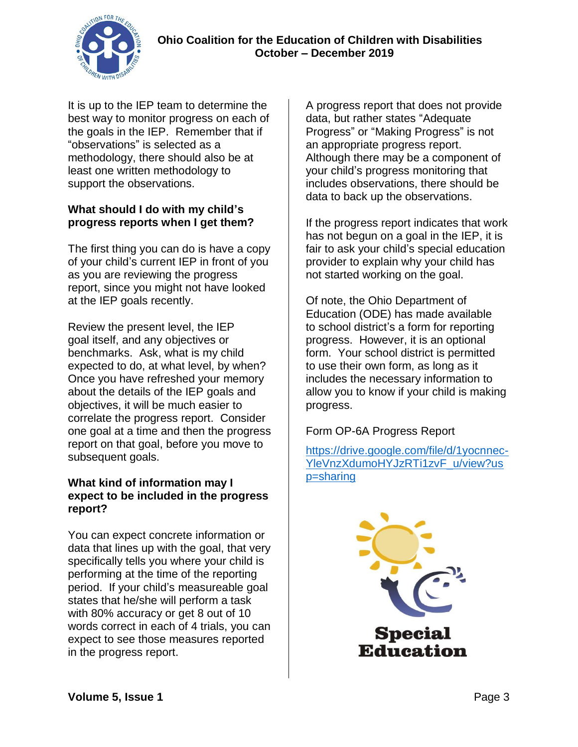It is up to the IEP team to determine the best way to monitor progress on each of the goals in the IEP. Remember that if "observations" is selected as a methodology, there should also be at least one written methodology to support the observations.

**What should I do with my child's progress reports when I get them?**

The first thing you can do is have a copy of your child's current IEP in front of you as you are reviewing the progress report, since you might not have looked at the IEP goals recently.

Review the present level, the IEP goal itself, and any objectives or benchmarks. Ask, what is my child expected to do, at what level, by when? Once you have refreshed your memory about the details of the IEP goals and objectives, it will be much easier to correlate the progress report. Consider one goal at a time and then the progress report on that goal, before you move to subsequent goals.

**What kind of information may I expect to be included in the progress report?**

You can expect concrete information or data that lines up with the goal, that very specifically tells you where your child is performing at the time of the reporting period. If your child's measureable goal states that he/she will perform a task with 80% accuracy or get 8 out of 10 words correct in each of 4 trials, you can expect to see those measures reported in the progress report.

A progress report that does not provide data, but rather states "Adequate Progress" or "Making Progress" is not an appropriate progress report. Although there may be a component of your child's progress monitoring that includes observations, there should be data to back up the observations.

If the progress report indicates that work has not begun on a goal in the IEP, it is fair to ask your child's special education provider to explain why your child has not started working on the goal.

Of note, the Ohio Department of Education (ODE) has made available to school district's a form for reporting progress. However, it is an optional form. Your school district is permitted to use their own form, as long as it includes the necessary information to allow you to know if your child is making progress.

Form OP-6A Progress Report

https://drive.google.com/file/d/1yocnnec-YleVnzXdumoHYJzRTi1zvF_u/view?usp=sharing

Special Education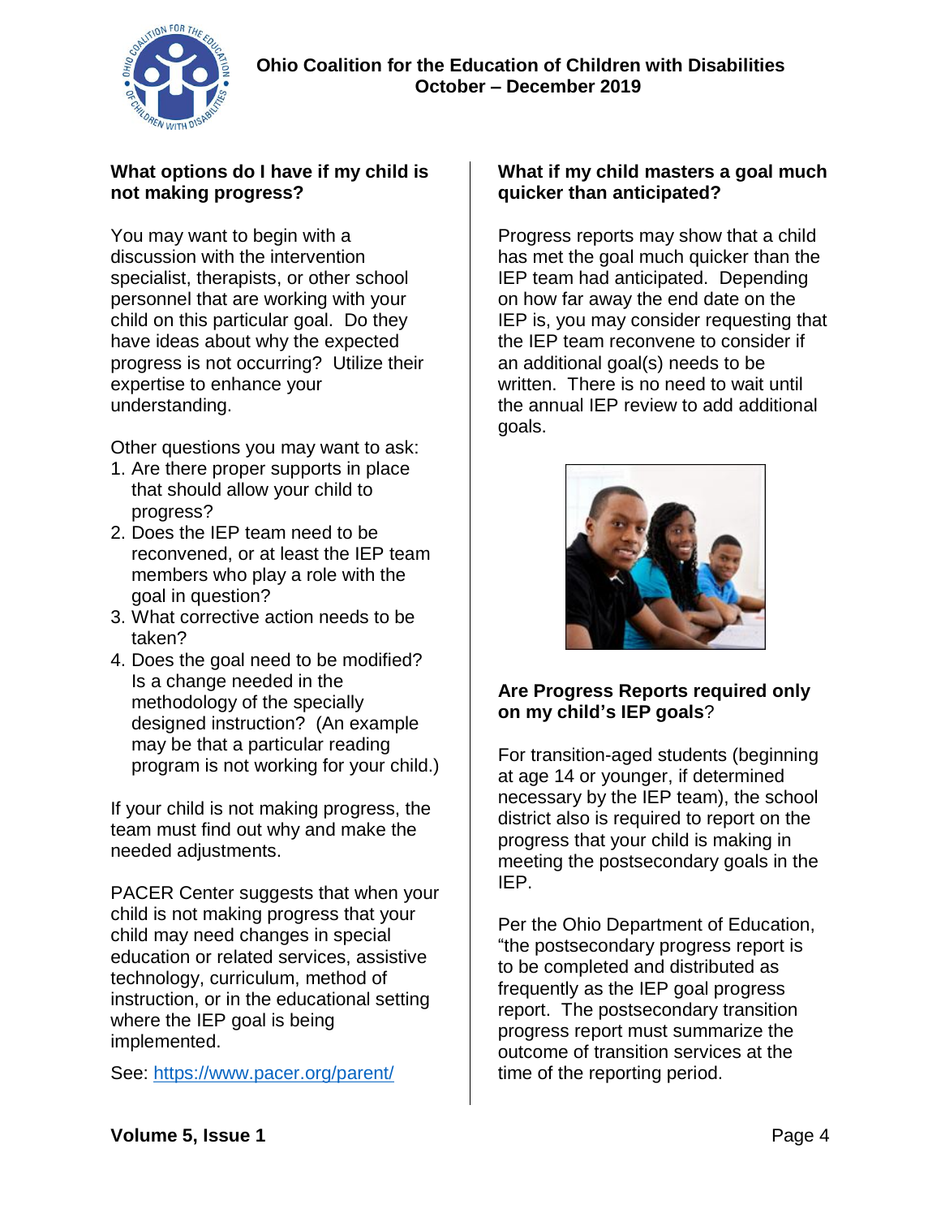### What options do I have if my child is not making progress?

You may want to begin with a discussion with the intervention specialist, therapists, or other school personnel that are working with your child on this particular goal. Do they have ideas about why the expected progress is not occurring? Utilize their expertise to enhance your understanding.

Other questions you may want to ask:

1. Are there proper supports in place that should allow your child to progress?
2. Does the IEP team need to be reconvened, or at least the IEP team members who play a role with the goal in question?
3. What corrective action needs to be taken?
4. Does the goal need to be modified? Is a change needed in the methodology of the specially designed instruction? (An example may be that a particular reading program is not working for your child.)

If your child is not making progress, the team must find out why and make the needed adjustments.

PACER Center suggests that when your child is not making progress that your child may need changes in special education or related services, assistive technology, curriculum, method of instruction, or in the educational setting where the IEP goal is being implemented.

See: [https://www.pacer.org/parent/](https://www.pacer.org/parent/)

### What if my child masters a goal much quicker than anticipated?

Progress reports may show that a child has met the goal much quicker than the IEP team had anticipated. Depending on how far away the end date on the IEP is, you may consider requesting that the IEP team reconvene to consider if an additional goal(s) needs to be written. There is no need to wait until the annual IEP review to add additional goals.

### Are Progress Reports required only on my child's IEP goals?

For transition-aged students (beginning at age 14 or younger, if determined necessary by the IEP team), the school district also is required to report on the progress that your child is making in meeting the postsecondary goals in the IEP.

Per the Ohio Department of Education, "the postsecondary progress report is to be completed and distributed as frequently as the IEP goal progress report. The postsecondary transition progress report must summarize the outcome of transition services at the time of the reporting period.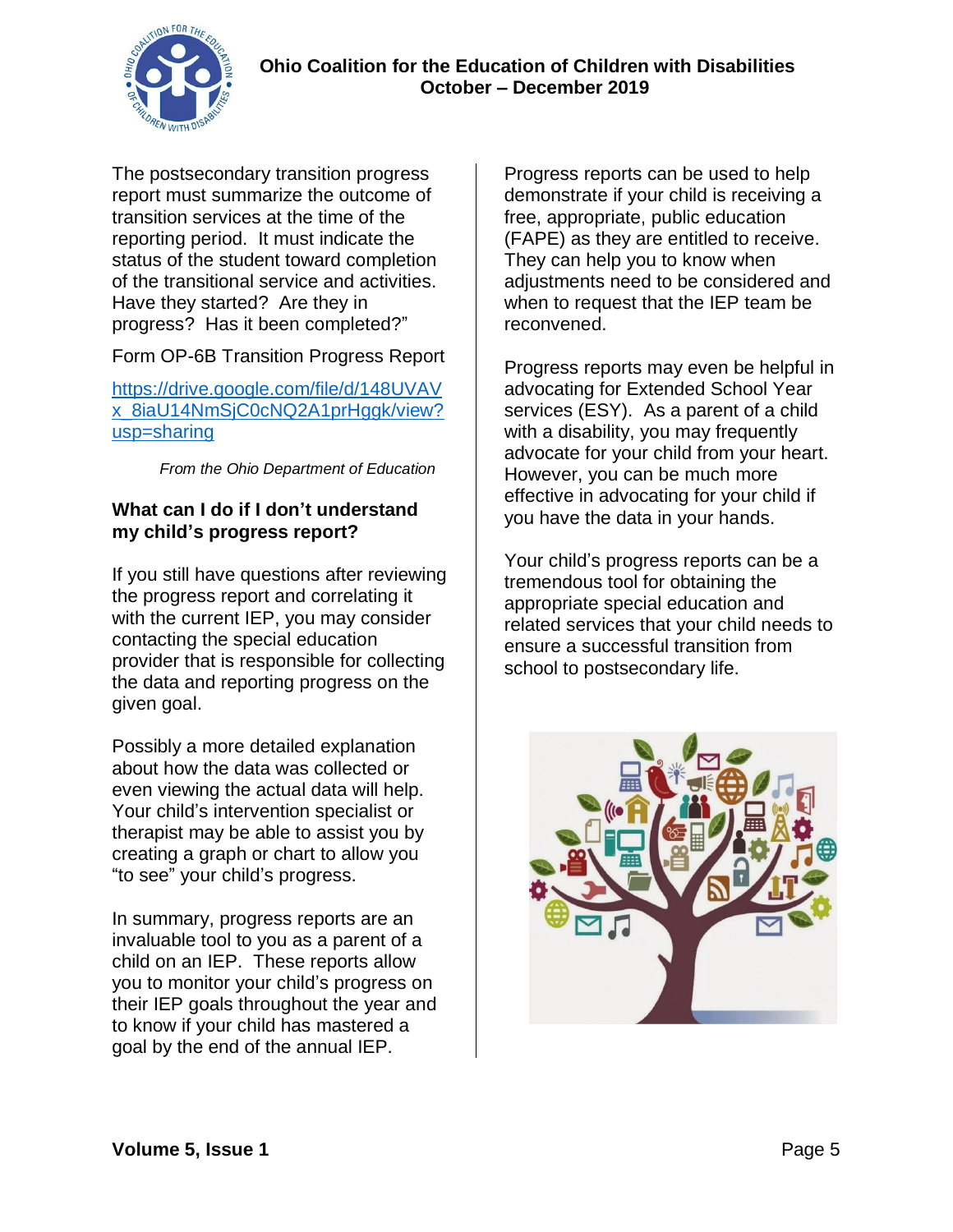The postsecondary transition progress report must summarize the outcome of transition services at the time of the reporting period. It must indicate the status of the student toward completion of the transitional service and activities. Have they started? Are they in progress? Has it been completed?"

Form OP-6B Transition Progress Report

https://drive.google.com/file/d/148UVAVx_8iaU14NmSjC0cNQ2A1prHggk/view?usp=sharing

*From the Ohio Department of Education*

**What can I do if I don't understand my child's progress report?**

If you still have questions after reviewing the progress report and correlating it with the current IEP, you may consider contacting the special education provider that is responsible for collecting the data and reporting progress on the given goal.

Possibly a more detailed explanation about how the data was collected or even viewing the actual data will help. Your child's intervention specialist or therapist may be able to assist you by creating a graph or chart to allow you "to see" your child's progress.

In summary, progress reports are an invaluable tool to you as a parent of a child on an IEP. These reports allow you to monitor your child's progress on their IEP goals throughout the year and to know if your child has mastered a goal by the end of the annual IEP.

Progress reports can be used to help demonstrate if your child is receiving a free, appropriate, public education (FAPE) as they are entitled to receive. They can help you to know when adjustments need to be considered and when to request that the IEP team be reconvened.

Progress reports may even be helpful in advocating for Extended School Year services (ESY). As a parent of a child with a disability, you may frequently advocate for your child from your heart. However, you can be much more effective in advocating for your child if you have the data in your hands.

Your child's progress reports can be a tremendous tool for obtaining the appropriate special education and related services that your child needs to ensure a successful transition from school to postsecondary life.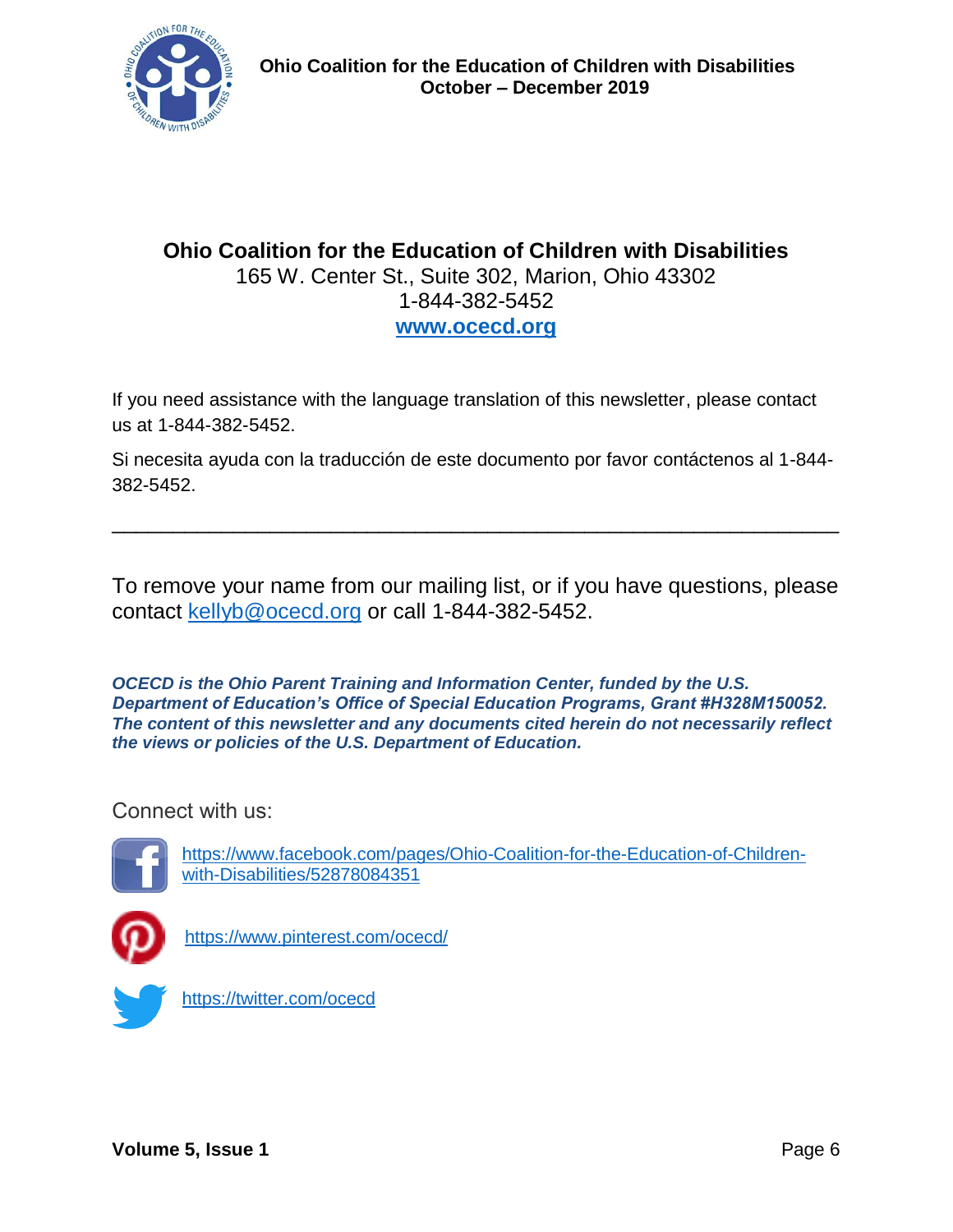**Ohio Coalition for the Education of Children with Disabilities**
165 W. Center St., Suite 302, Marion, Ohio 43302
1-844-382-5452
**www.ocecd.org**

If you need assistance with the language translation of this newsletter, please contact us at 1-844-382-5452.

Si necesita ayuda con la traducción de este documento por favor contáctenos al 1-844-382-5452.

---

To remove your name from our mailing list, or if you have questions, please contact kellyb@ocecd.org or call 1-844-382-5452.

***OCECD is the Ohio Parent Training and Information Center, funded by the U.S. Department of Education's Office of Special Education Programs, Grant #H328M150052. The content of this newsletter and any documents cited herein do not necessarily reflect the views or policies of the U.S. Department of Education.***

Connect with us:

https://www.facebook.com/pages/Ohio-Coalition-for-the-Education-of-Children-with-Disabilities/52878084351

https://www.pinterest.com/ocecd/

https://twitter.com/ocecd